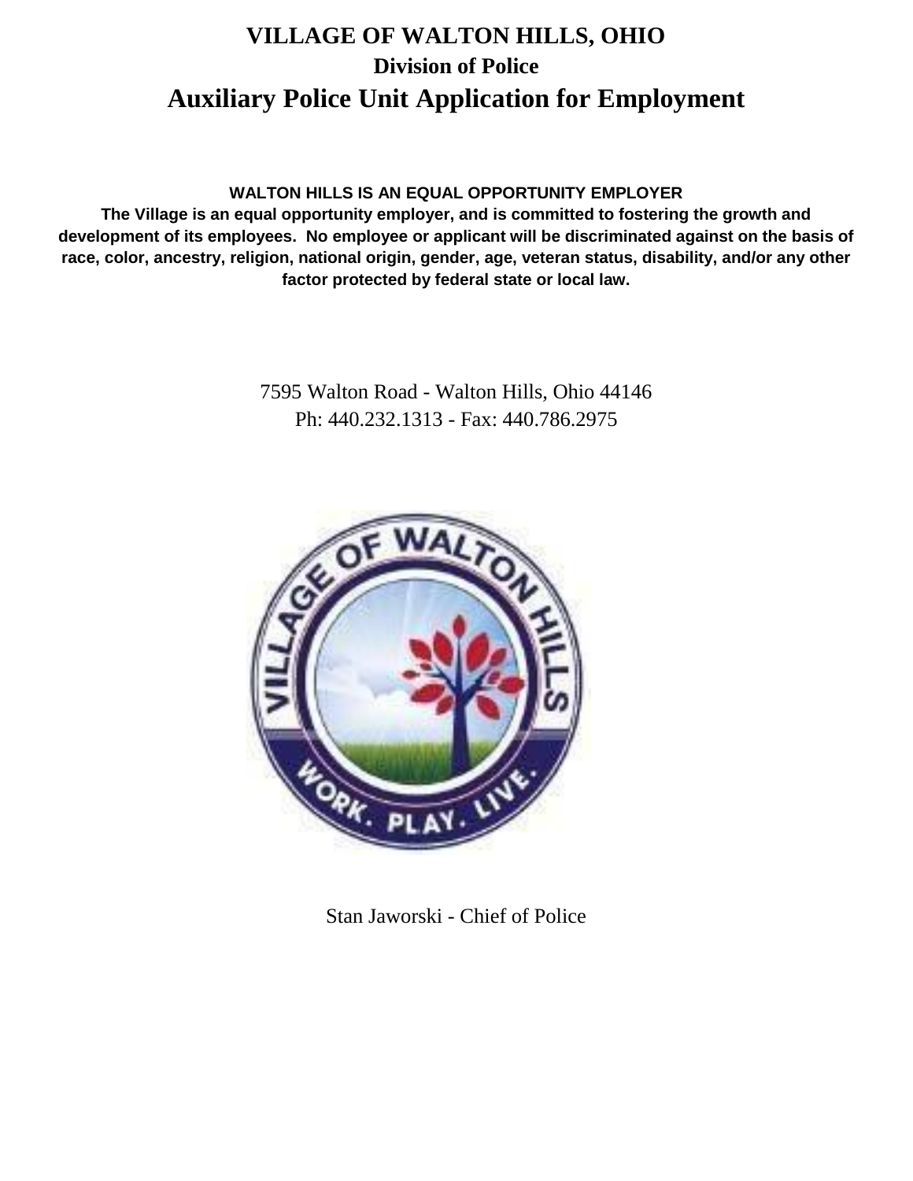# VILLAGE OF WALTON HILLS, OHIO

## Division of Police

# Auxiliary Police Unit Application for Employment

**WALTON HILLS IS AN EQUAL OPPORTUNITY EMPLOYER**

**The Village is an equal opportunity employer, and is committed to fostering the growth and development of its employees. No employee or applicant will be discriminated against on the basis of race, color, ancestry, religion, national origin, gender, age, veteran status, disability, and/or any other factor protected by federal state or local law.**

7595 Walton Road - Walton Hills, Ohio 44146

Ph: 440.232.1313 - Fax: 440.786.2975

Stan Jaworski - Chief of Police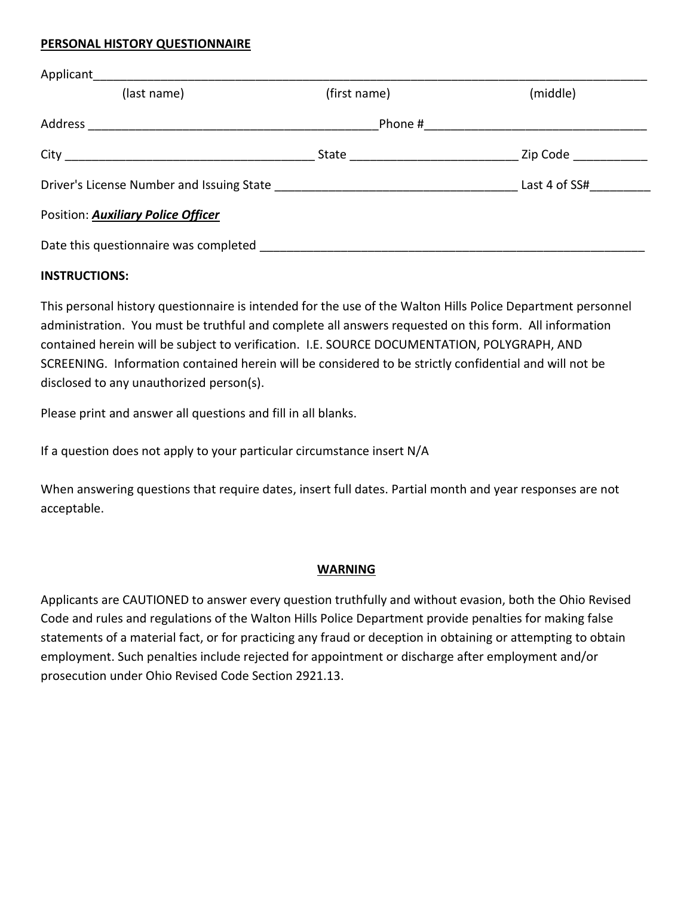**PERSONAL HISTORY QUESTIONNAIRE**

Applicant_______________________________________________________________________________

(last name) (first name) (middle)

Address ___________________________________________Phone #________________________________

City ____________________________________ State ________________________ Zip Code ___________

Driver's License Number and Issuing State ___________________________________ Last 4 of SS#_________

Position: ***Auxiliary Police Officer***

Date this questionnaire was completed ___________________________________________________________

**INSTRUCTIONS:**

This personal history questionnaire is intended for the use of the Walton Hills Police Department personnel administration. You must be truthful and complete all answers requested on this form. All information contained herein will be subject to verification. I.E. SOURCE DOCUMENTATION, POLYGRAPH, AND SCREENING. Information contained herein will be considered to be strictly confidential and will not be disclosed to any unauthorized person(s).

Please print and answer all questions and fill in all blanks.

If a question does not apply to your particular circumstance insert N/A

When answering questions that require dates, insert full dates. Partial month and year responses are not acceptable.

**WARNING**

Applicants are CAUTIONED to answer every question truthfully and without evasion, both the Ohio Revised Code and rules and regulations of the Walton Hills Police Department provide penalties for making false statements of a material fact, or for practicing any fraud or deception in obtaining or attempting to obtain employment. Such penalties include rejected for appointment or discharge after employment and/or prosecution under Ohio Revised Code Section 2921.13.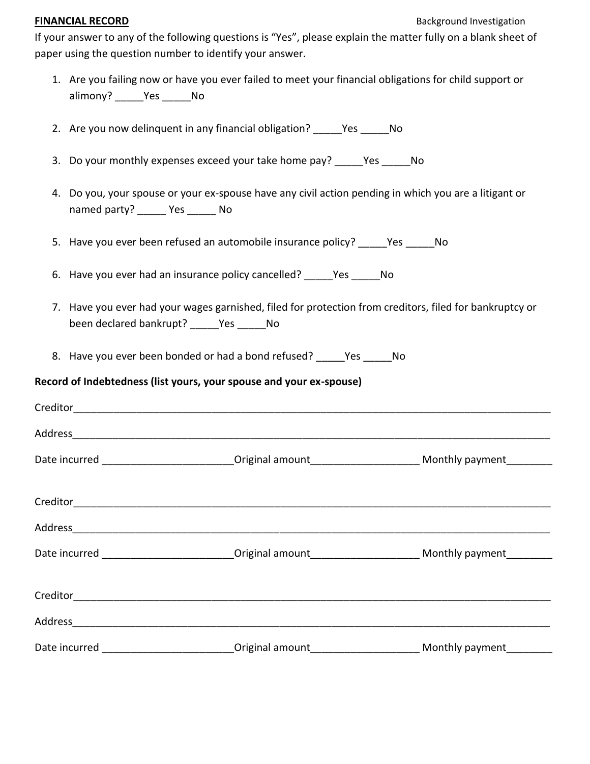**FINANCIAL RECORD**

If your answer to any of the following questions is "Yes", please explain the matter fully on a blank sheet of paper using the question number to identify your answer.

1. Are you failing now or have you ever failed to meet your financial obligations for child support or alimony? _____Yes _____No

2. Are you now delinquent in any financial obligation? _____Yes _____No

3. Do your monthly expenses exceed your take home pay? _____Yes _____No

4. Do you, your spouse or your ex-spouse have any civil action pending in which you are a litigant or named party? _____ Yes _____ No

5. Have you ever been refused an automobile insurance policy? _____Yes _____No

6. Have you ever had an insurance policy cancelled? _____Yes _____No

7. Have you ever had your wages garnished, filed for protection from creditors, filed for bankruptcy or been declared bankrupt? _____Yes _____No

8. Have you ever been bonded or had a bond refused? _____Yes _____No

**Record of Indebtedness (list yours, your spouse and your ex-spouse)**

Creditor_______________________________________________________________________________

Address_______________________________________________________________________________

Date incurred ______________________Original amount__________________ Monthly payment________

Creditor_______________________________________________________________________________

Address_______________________________________________________________________________

Date incurred ______________________Original amount__________________ Monthly payment________

Creditor_______________________________________________________________________________

Address_______________________________________________________________________________

Date incurred ______________________Original amount__________________ Monthly payment________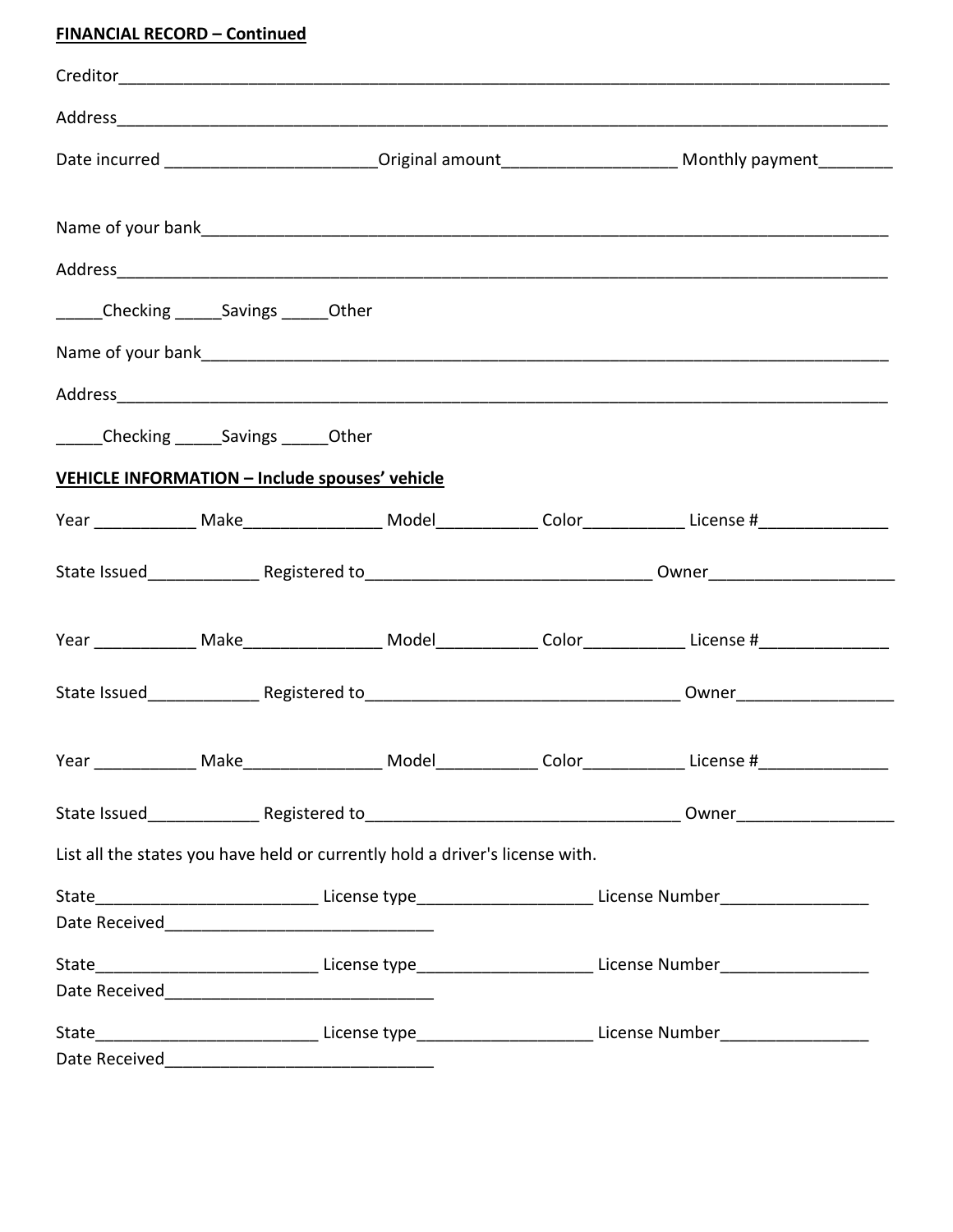**FINANCIAL RECORD – Continued**

Creditor_______________________________________________________________________________

Address_______________________________________________________________________________

Date incurred ______________________Original amount__________________ Monthly payment________

Name of your bank_____________________________________________________________________

Address_______________________________________________________________________________

_____Checking _____Savings _____Other

Name of your bank_____________________________________________________________________

Address_______________________________________________________________________________

_____Checking _____Savings _____Other

**VEHICLE INFORMATION – Include spouses' vehicle**

Year ___________ Make_______________ Model___________ Color___________ License #______________

State Issued____________ Registered to_______________________________ Owner____________________

Year ___________ Make_______________ Model___________ Color___________ License #______________

State Issued____________ Registered to__________________________________ Owner_________________

Year ___________ Make_______________ Model___________ Color___________ License #______________

State Issued____________ Registered to__________________________________ Owner_________________

List all the states you have held or currently hold a driver's license with.

State________________________ License type__________________ License Number________________
Date Received_____________________________

State________________________ License type__________________ License Number________________
Date Received_____________________________

State________________________ License type__________________ License Number________________
Date Received_____________________________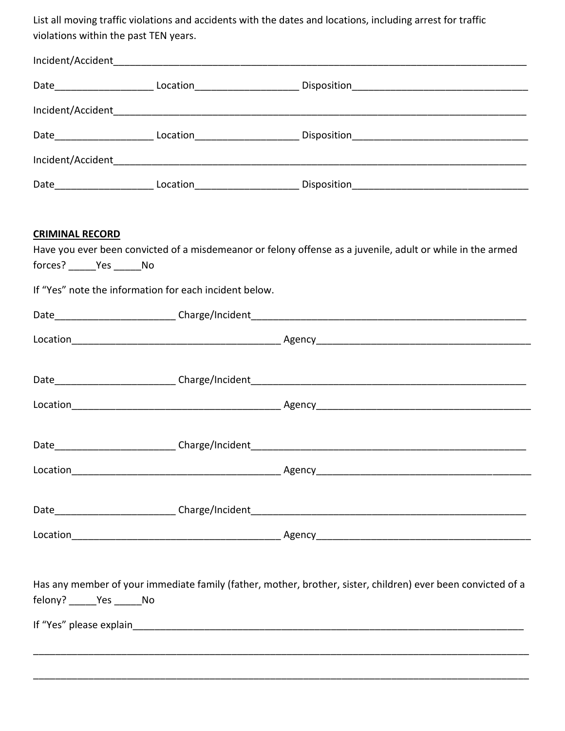List all moving traffic violations and accidents with the dates and locations, including arrest for traffic violations within the past TEN years.

Incident/Accident_______________________________________________________________________________

Date__________________ Location__________________ Disposition________________________________

Incident/Accident_______________________________________________________________________________

Date__________________ Location__________________ Disposition________________________________

Incident/Accident_______________________________________________________________________________

Date__________________ Location__________________ Disposition________________________________

**CRIMINAL RECORD**

Have you ever been convicted of a misdemeanor or felony offense as a juvenile, adult or while in the armed forces? _____Yes _____No

If "Yes" note the information for each incident below.

Date______________________ Charge/Incident____________________________________________________

Location_______________________________________ Agency_______________________________________

Date______________________ Charge/Incident____________________________________________________

Location_______________________________________ Agency_______________________________________

Date______________________ Charge/Incident____________________________________________________

Location_______________________________________ Agency_______________________________________

Date______________________ Charge/Incident____________________________________________________

Location_______________________________________ Agency_______________________________________

Has any member of your immediate family (father, mother, brother, sister, children) ever been convicted of a felony? _____Yes _____No

If "Yes" please explain__________________________________________________________________________

_______________________________________________________________________________________________

_______________________________________________________________________________________________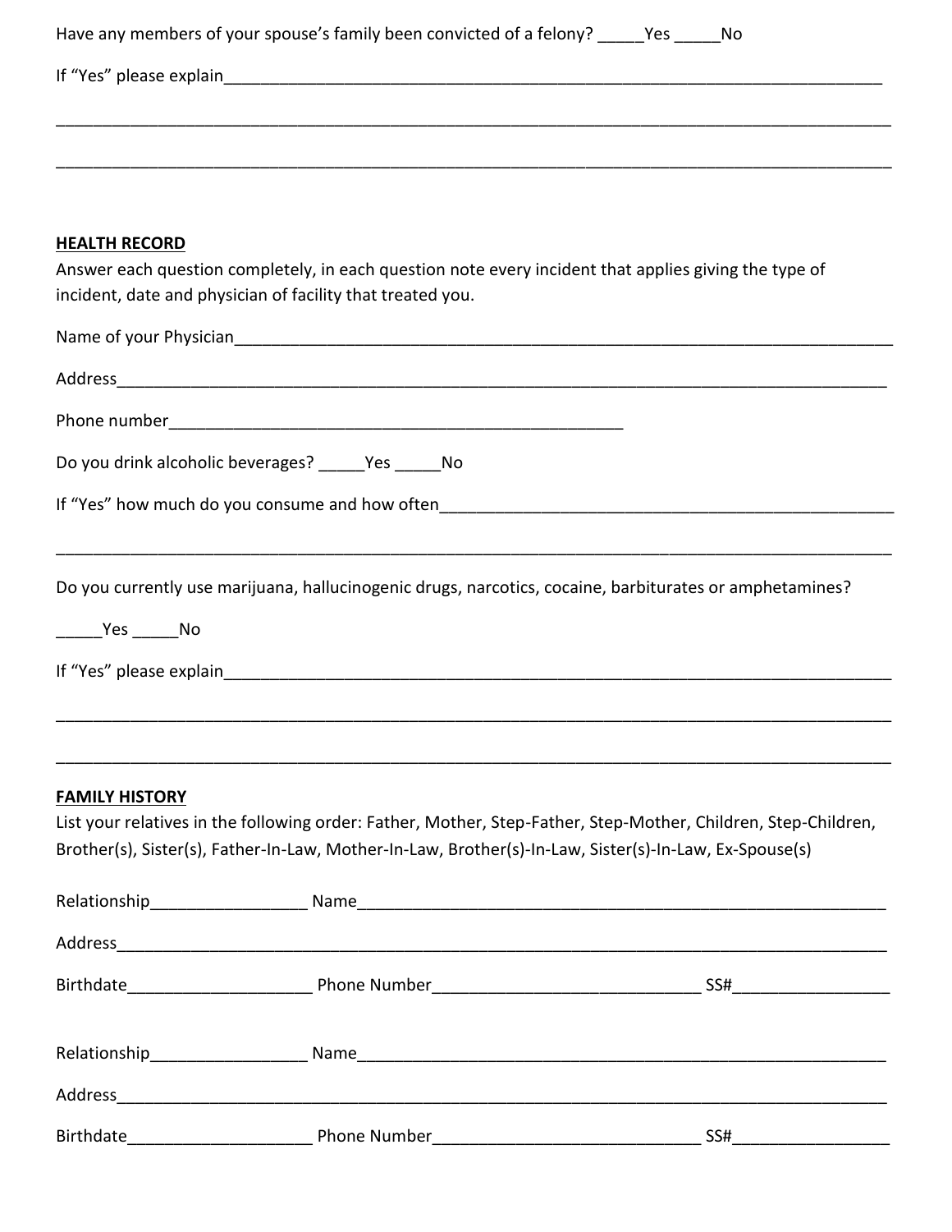Have any members of your spouse's family been convicted of a felony? _____Yes _____No

If "Yes" please explain_____________________________________________________________________________

______________________________________________________________________________________________

______________________________________________________________________________________________

**HEALTH RECORD**

Answer each question completely, in each question note every incident that applies giving the type of incident, date and physician of facility that treated you.

Name of your Physician_____________________________________________________________________________

Address_____________________________________________________________________________________

Phone number____________________________________________________

Do you drink alcoholic beverages? _____Yes _____No

If "Yes" how much do you consume and how often__________________________________________________

______________________________________________________________________________________________

Do you currently use marijuana, hallucinogenic drugs, narcotics, cocaine, barbiturates or amphetamines?

_____Yes _____No

If "Yes" please explain_____________________________________________________________________________

______________________________________________________________________________________________

______________________________________________________________________________________________

**FAMILY HISTORY**

List your relatives in the following order: Father, Mother, Step-Father, Step-Mother, Children, Step-Children, Brother(s), Sister(s), Father-In-Law, Mother-In-Law, Brother(s)-In-Law, Sister(s)-In-Law, Ex-Spouse(s)

Relationship_________________ Name_________________________________________________________

Address_____________________________________________________________________________________

Birthdate____________________ Phone Number_____________________________ SS#________________

Relationship_________________ Name_________________________________________________________

Address_____________________________________________________________________________________

Birthdate____________________ Phone Number_____________________________ SS#________________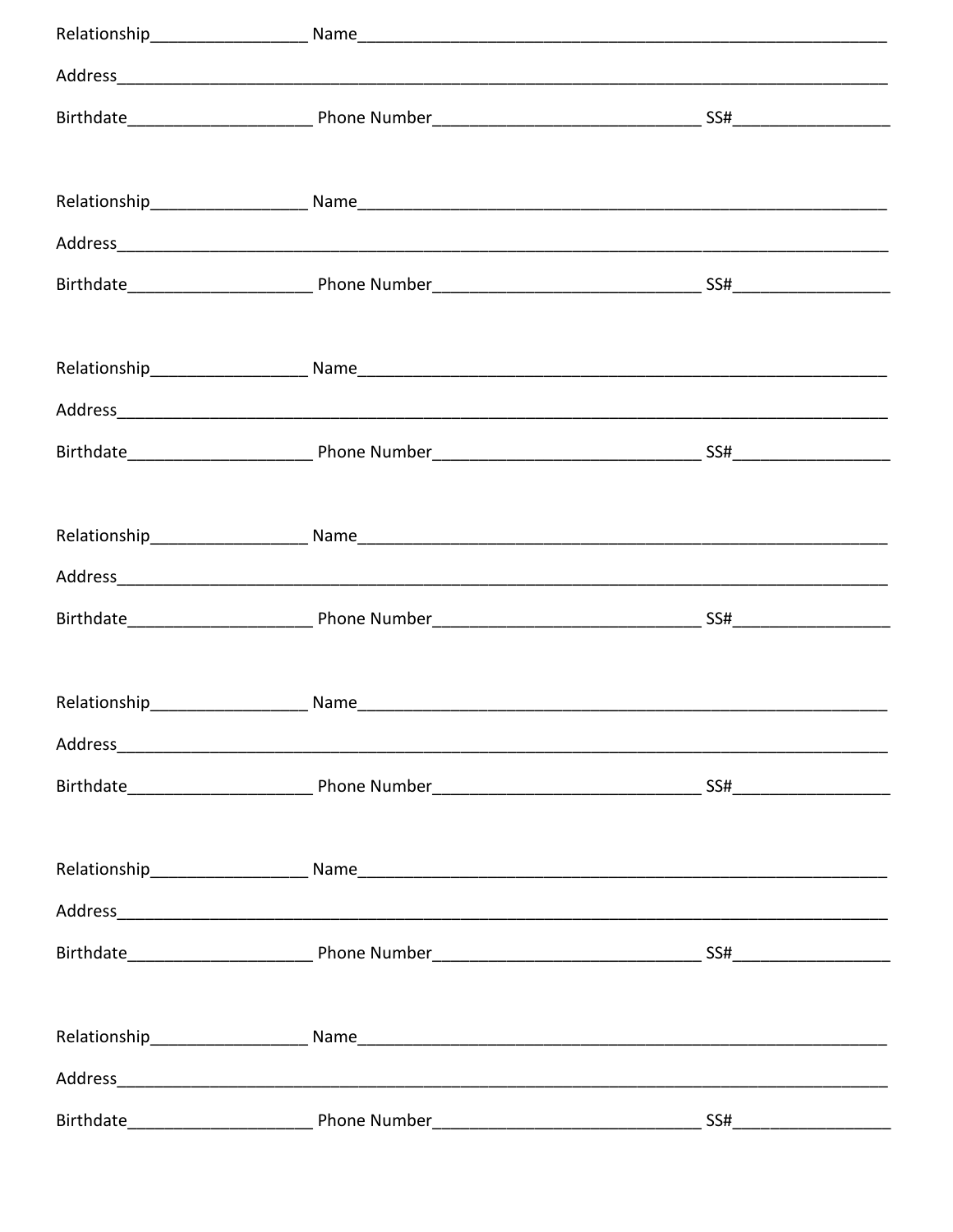Relationship__________________ Name_____________________________________________________________

Address________________________________________________________________________________________

Birthdate_____________________ Phone Number______________________________ SS#__________________

Relationship__________________ Name_____________________________________________________________

Address________________________________________________________________________________________

Birthdate_____________________ Phone Number______________________________ SS#__________________

Relationship__________________ Name_____________________________________________________________

Address________________________________________________________________________________________

Birthdate_____________________ Phone Number______________________________ SS#__________________

Relationship__________________ Name_____________________________________________________________

Address________________________________________________________________________________________

Birthdate_____________________ Phone Number______________________________ SS#__________________

Relationship__________________ Name_____________________________________________________________

Address________________________________________________________________________________________

Birthdate_____________________ Phone Number______________________________ SS#__________________

Relationship__________________ Name_____________________________________________________________

Address________________________________________________________________________________________

Birthdate_____________________ Phone Number______________________________ SS#__________________

Relationship__________________ Name_____________________________________________________________

Address________________________________________________________________________________________

Birthdate_____________________ Phone Number______________________________ SS#__________________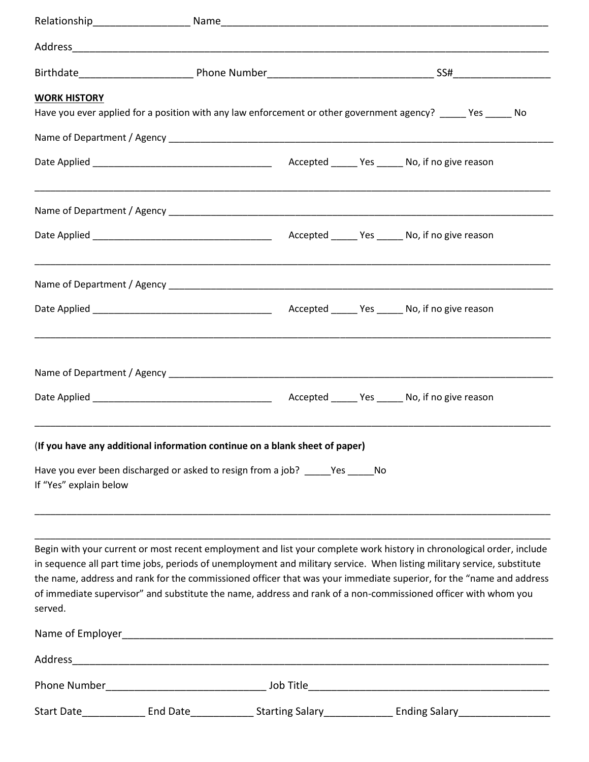Relationship_________________ Name___________________________________________________________

Address___________________________________________________________________________________

Birthdate____________________ Phone Number______________________________ SS#_________________

**WORK HISTORY**

Have you ever applied for a position with any law enforcement or other government agency? _____ Yes _____ No

Name of Department / Agency ______________________________________________________________________

Date Applied __________________________________ Accepted _____ Yes _____ No, if no give reason

__________________________________________________________________________________________

Name of Department / Agency ______________________________________________________________________

Date Applied __________________________________ Accepted _____ Yes _____ No, if no give reason

__________________________________________________________________________________________

Name of Department / Agency ______________________________________________________________________

Date Applied __________________________________ Accepted _____ Yes _____ No, if no give reason

__________________________________________________________________________________________

Name of Department / Agency ______________________________________________________________________

Date Applied __________________________________ Accepted _____ Yes _____ No, if no give reason

__________________________________________________________________________________________

(**If you have any additional information continue on a blank sheet of paper)**

Have you ever been discharged or asked to resign from a job? _____Yes _____No
If "Yes" explain below

__________________________________________________________________________________________

__________________________________________________________________________________________

Begin with your current or most recent employment and list your complete work history in chronological order, include in sequence all part time jobs, periods of unemployment and military service. When listing military service, substitute the name, address and rank for the commissioned officer that was your immediate superior, for the "name and address of immediate supervisor" and substitute the name, address and rank of a non-commissioned officer with whom you served.

Name of Employer__________________________________________________________________________

Address___________________________________________________________________________________

Phone Number____________________________ Job Title_____________________________________________

Start Date___________ End Date___________ Starting Salary____________ Ending Salary________________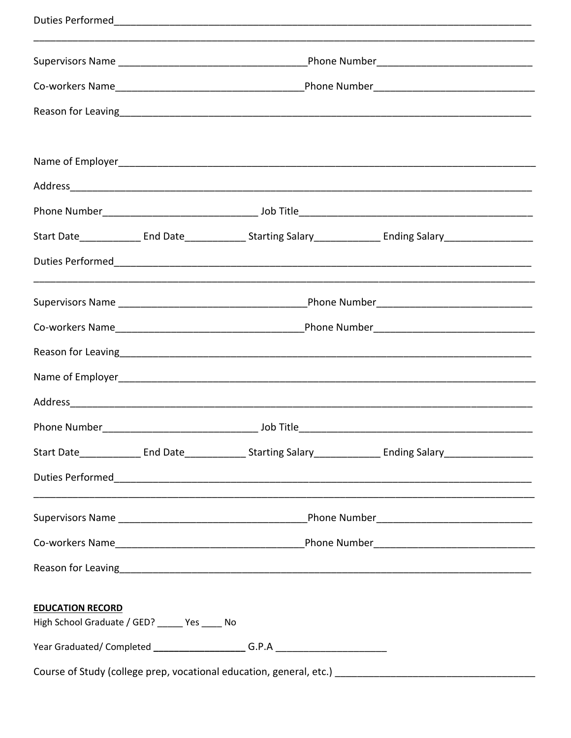Duties Performed_______________________________________________________________________________

_______________________________________________________________________________________________

Supervisors Name ___________________________________Phone Number____________________________

Co-workers Name___________________________________Phone Number_____________________________

Reason for Leaving______________________________________________________________________________

Name of Employer________________________________________________________________________________

Address________________________________________________________________________________________

Phone Number_____________________________ Job Title_____________________________________________

Start Date___________ End Date___________ Starting Salary____________ Ending Salary________________

Duties Performed_______________________________________________________________________________

_______________________________________________________________________________________________

Supervisors Name ___________________________________Phone Number____________________________

Co-workers Name___________________________________Phone Number_____________________________

Reason for Leaving______________________________________________________________________________

Name of Employer________________________________________________________________________________

Address________________________________________________________________________________________

Phone Number_____________________________ Job Title_____________________________________________

Start Date___________ End Date___________ Starting Salary____________ Ending Salary________________

Duties Performed_______________________________________________________________________________

_______________________________________________________________________________________________

Supervisors Name ___________________________________Phone Number____________________________

Co-workers Name___________________________________Phone Number_____________________________

Reason for Leaving______________________________________________________________________________

**EDUCATION RECORD**

High School Graduate / GED? _____ Yes ____ No

Year Graduated/ Completed __________________ G.P.A _____________________

Course of Study (college prep, vocational education, general, etc.) _____________________________________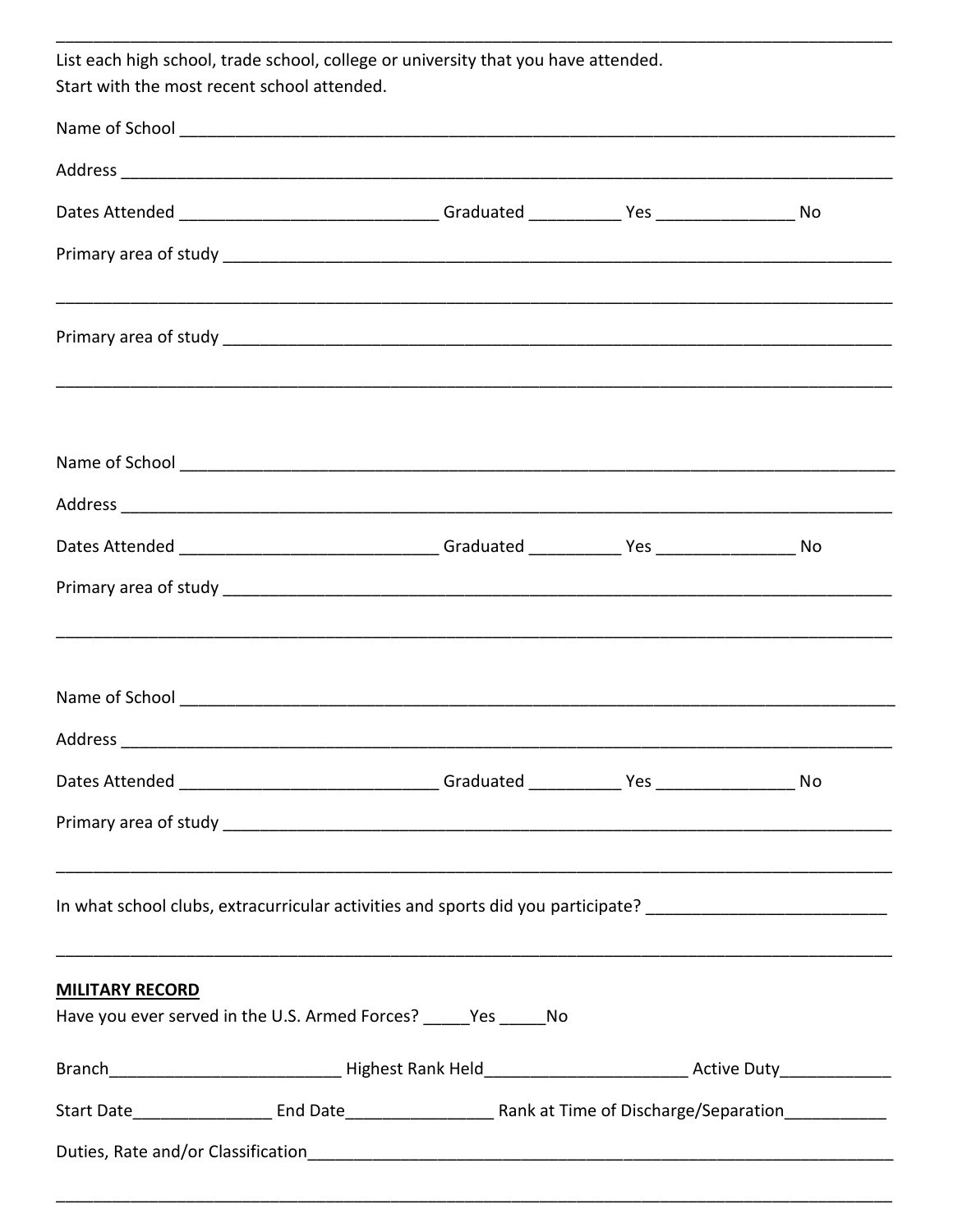______________________________________________________________________________________

List each high school, trade school, college or university that you have attended.
Start with the most recent school attended.

Name of School ___________________________________________________________________________

Address ________________________________________________________________________________

Dates Attended ____________________________ Graduated __________ Yes _______________ No

Primary area of study _______________________________________________________________________

______________________________________________________________________________________

Primary area of study _______________________________________________________________________

______________________________________________________________________________________

Name of School ___________________________________________________________________________

Address ________________________________________________________________________________

Dates Attended ____________________________ Graduated __________ Yes _______________ No

Primary area of study _______________________________________________________________________

______________________________________________________________________________________

Name of School ___________________________________________________________________________

Address ________________________________________________________________________________

Dates Attended ____________________________ Graduated __________ Yes _______________ No

Primary area of study _______________________________________________________________________

______________________________________________________________________________________

In what school clubs, extracurricular activities and sports did you participate? __________________________

______________________________________________________________________________________

**MILITARY RECORD**

Have you ever served in the U.S. Armed Forces? _____Yes _____No

Branch_________________________ Highest Rank Held______________________ Active Duty____________

Start Date_______________ End Date________________ Rank at Time of Discharge/Separation___________

Duties, Rate and/or Classification_________________________________________________________________

______________________________________________________________________________________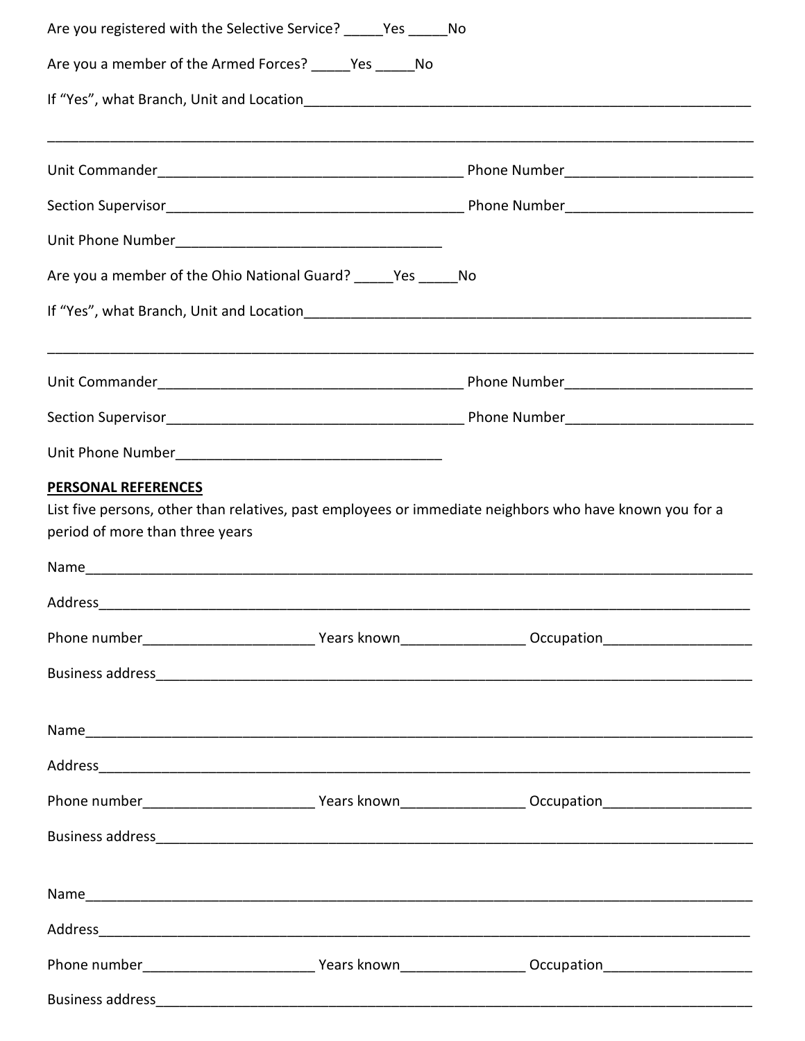Are you registered with the Selective Service? _____Yes _____No

Are you a member of the Armed Forces? _____Yes _____No

If "Yes", what Branch, Unit and Location___________________________________________________________

_____________________________________________________________________________________________

Unit Commander________________________________________ Phone Number________________________

Section Supervisor______________________________________ Phone Number________________________

Unit Phone Number__________________________________

Are you a member of the Ohio National Guard? _____Yes _____No

If "Yes", what Branch, Unit and Location___________________________________________________________

_____________________________________________________________________________________________

Unit Commander________________________________________ Phone Number________________________

Section Supervisor______________________________________ Phone Number________________________

Unit Phone Number__________________________________

**PERSONAL REFERENCES**

List five persons, other than relatives, past employees or immediate neighbors who have known you for a period of more than three years

Name_________________________________________________________________________________________

Address_______________________________________________________________________________________

Phone number_____________________ Years known_______________ Occupation__________________

Business address________________________________________________________________________________

Name_________________________________________________________________________________________

Address_______________________________________________________________________________________

Phone number_____________________ Years known_______________ Occupation__________________

Business address________________________________________________________________________________

Name_________________________________________________________________________________________

Address_______________________________________________________________________________________

Phone number_____________________ Years known_______________ Occupation__________________

Business address________________________________________________________________________________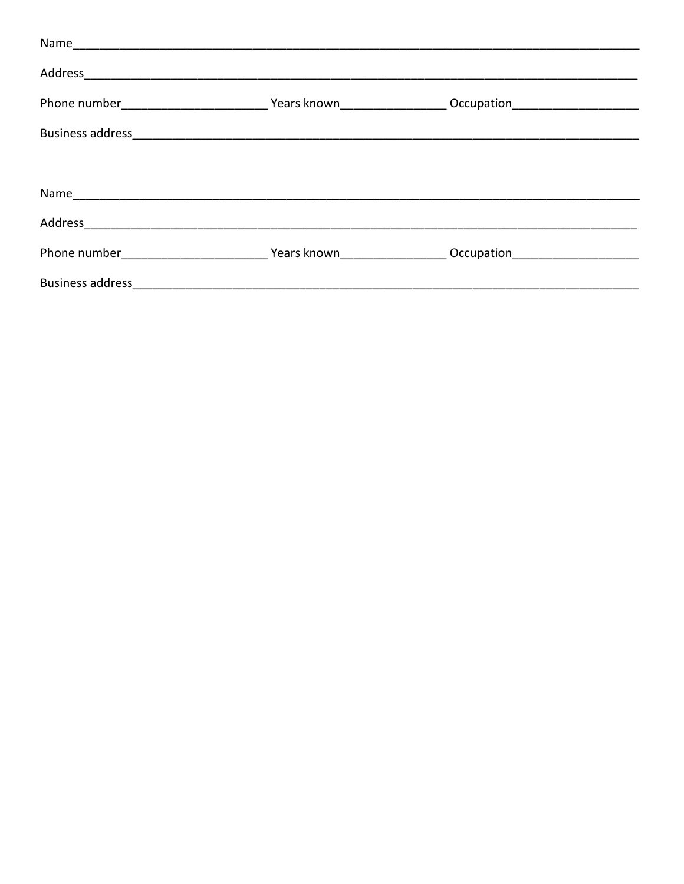Name_______________________________________________________________________________

Address_____________________________________________________________________________

Phone number______________________ Years known________________ Occupation___________________

Business address_______________________________________________________________________

Name_______________________________________________________________________________

Address_____________________________________________________________________________

Phone number______________________ Years known________________ Occupation___________________

Business address_______________________________________________________________________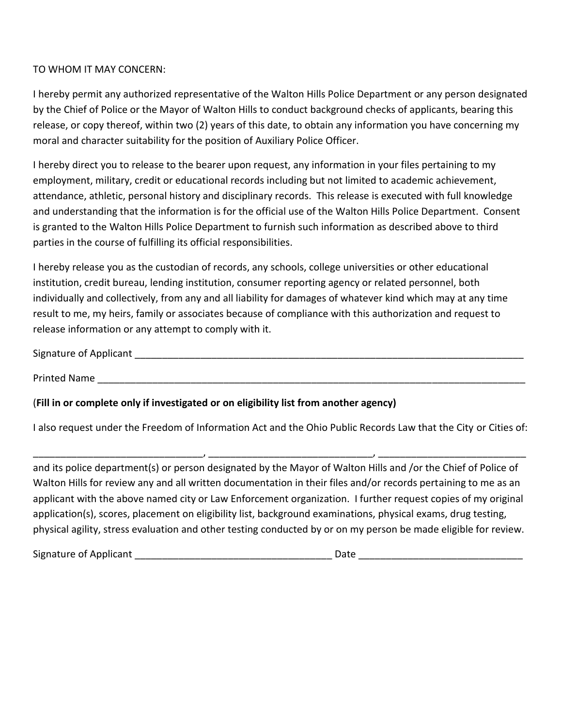TO WHOM IT MAY CONCERN:

I hereby permit any authorized representative of the Walton Hills Police Department or any person designated by the Chief of Police or the Mayor of Walton Hills to conduct background checks of applicants, bearing this release, or copy thereof, within two (2) years of this date, to obtain any information you have concerning my moral and character suitability for the position of Auxiliary Police Officer.

I hereby direct you to release to the bearer upon request, any information in your files pertaining to my employment, military, credit or educational records including but not limited to academic achievement, attendance, athletic, personal history and disciplinary records. This release is executed with full knowledge and understanding that the information is for the official use of the Walton Hills Police Department. Consent is granted to the Walton Hills Police Department to furnish such information as described above to third parties in the course of fulfilling its official responsibilities.

I hereby release you as the custodian of records, any schools, college universities or other educational institution, credit bureau, lending institution, consumer reporting agency or related personnel, both individually and collectively, from any and all liability for damages of whatever kind which may at any time result to me, my heirs, family or associates because of compliance with this authorization and request to release information or any attempt to comply with it.

Signature of Applicant ____________________________________________________________________________

Printed Name _________________________________________________________________________________

(**Fill in or complete only if investigated or on eligibility list from another agency)**

I also request under the Freedom of Information Act and the Ohio Public Records Law that the City or Cities of:

_______________________________, ______________________________, ___________________________

and its police department(s) or person designated by the Mayor of Walton Hills and /or the Chief of Police of Walton Hills for review any and all written documentation in their files and/or records pertaining to me as an applicant with the above named city or Law Enforcement organization. I further request copies of my original application(s), scores, placement on eligibility list, background examinations, physical exams, drug testing, physical agility, stress evaluation and other testing conducted by or on my person be made eligible for review.

Signature of Applicant ____________________________________ Date ______________________________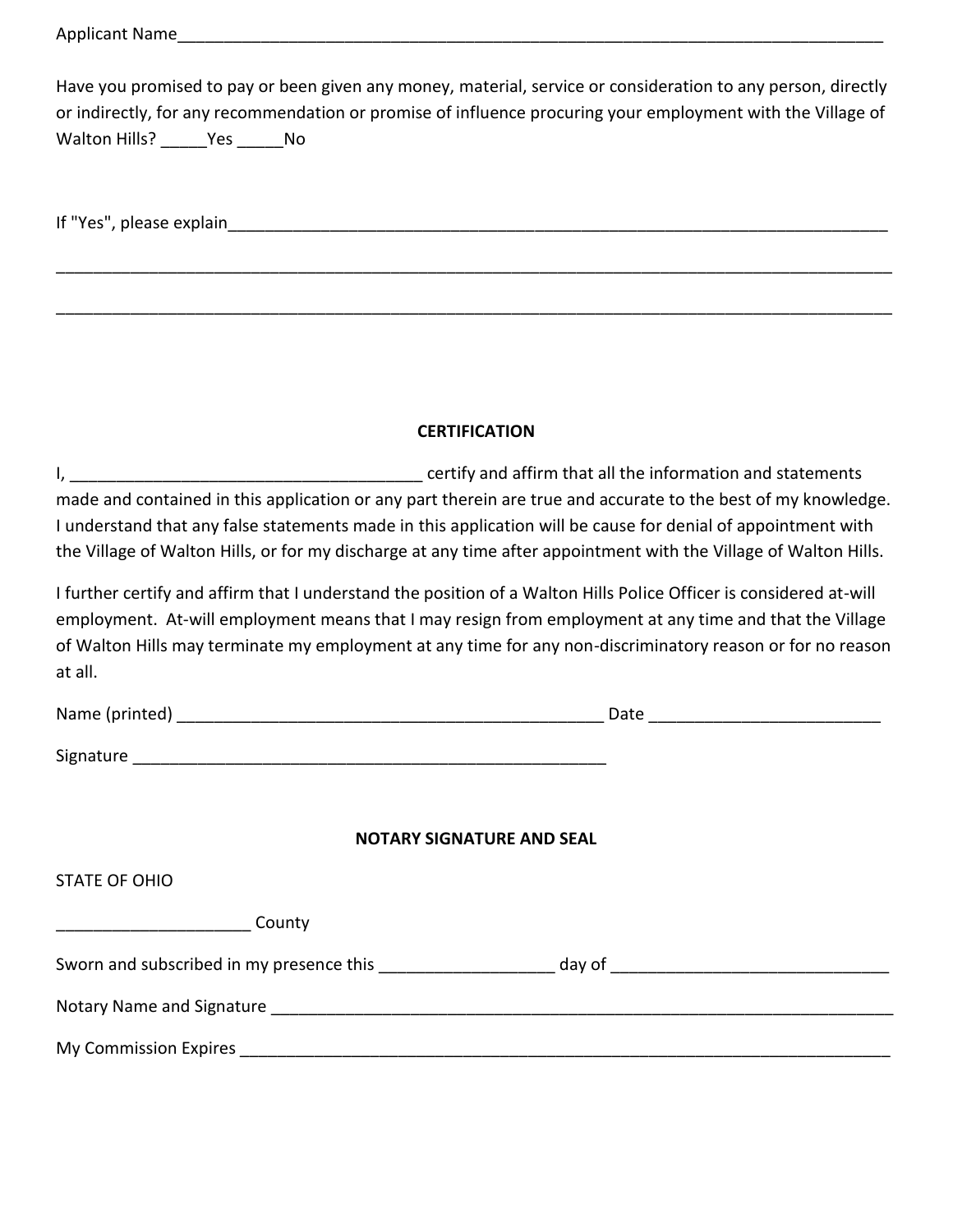Applicant Name_______________________________________________________________________________

Have you promised to pay or been given any money, material, service or consideration to any person, directly or indirectly, for any recommendation or promise of influence procuring your employment with the Village of Walton Hills? _____Yes _____No

If "Yes", please explain_________________________________________________________________________

_____________________________________________________________________________________________

_____________________________________________________________________________________________

**CERTIFICATION**

I, _______________________________________ certify and affirm that all the information and statements made and contained in this application or any part therein are true and accurate to the best of my knowledge. I understand that any false statements made in this application will be cause for denial of appointment with the Village of Walton Hills, or for my discharge at any time after appointment with the Village of Walton Hills.

I further certify and affirm that I understand the position of a Walton Hills Police Officer is considered at-will employment. At-will employment means that I may resign from employment at any time and that the Village of Walton Hills may terminate my employment at any time for any non-discriminatory reason or for no reason at all.

Name (printed) _______________________________________________ Date ________________________

Signature ____________________________________________________

**NOTARY SIGNATURE AND SEAL**

STATE OF OHIO

_____________________ County

Sworn and subscribed in my presence this ___________________ day of ______________________________

Notary Name and Signature ______________________________________________________________________

My Commission Expires _________________________________________________________________________